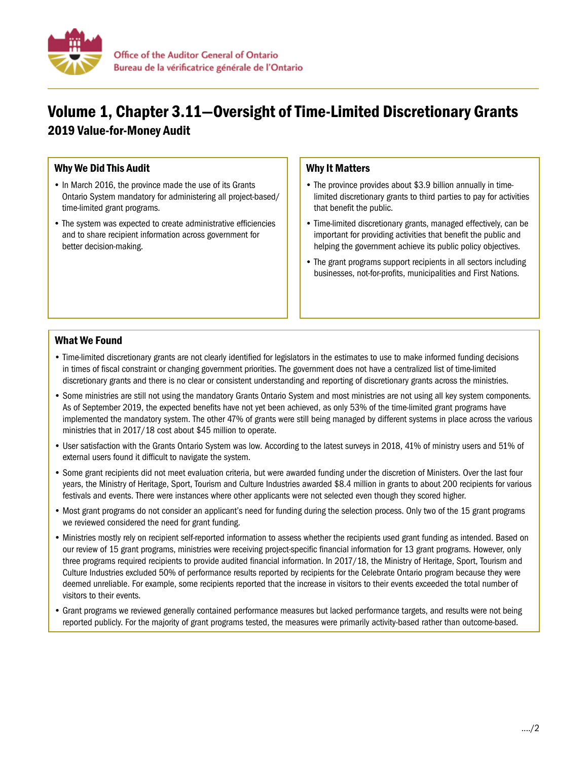Office of the Auditor General of Ontario
Bureau de la vérificatrice générale de l'Ontario

# Volume 1, Chapter 3.11—Oversight of Time-Limited Discretionary Grants

## 2019 Value-for-Money Audit

### Why We Did This Audit

- In March 2016, the province made the use of its Grants Ontario System mandatory for administering all project-based/ time-limited grant programs.
- The system was expected to create administrative efficiencies and to share recipient information across government for better decision-making.

### Why It Matters

- The province provides about $3.9 billion annually in time-limited discretionary grants to third parties to pay for activities that benefit the public.
- Time-limited discretionary grants, managed effectively, can be important for providing activities that benefit the public and helping the government achieve its public policy objectives.
- The grant programs support recipients in all sectors including businesses, not-for-profits, municipalities and First Nations.

### What We Found

- Time-limited discretionary grants are not clearly identified for legislators in the estimates to use to make informed funding decisions in times of fiscal constraint or changing government priorities. The government does not have a centralized list of time-limited discretionary grants and there is no clear or consistent understanding and reporting of discretionary grants across the ministries.
- Some ministries are still not using the mandatory Grants Ontario System and most ministries are not using all key system components. As of September 2019, the expected benefits have not yet been achieved, as only 53% of the time-limited grant programs have implemented the mandatory system. The other 47% of grants were still being managed by different systems in place across the various ministries that in 2017/18 cost about $45 million to operate.
- User satisfaction with the Grants Ontario System was low. According to the latest surveys in 2018, 41% of ministry users and 51% of external users found it difficult to navigate the system.
- Some grant recipients did not meet evaluation criteria, but were awarded funding under the discretion of Ministers. Over the last four years, the Ministry of Heritage, Sport, Tourism and Culture Industries awarded $8.4 million in grants to about 200 recipients for various festivals and events. There were instances where other applicants were not selected even though they scored higher.
- Most grant programs do not consider an applicant's need for funding during the selection process. Only two of the 15 grant programs we reviewed considered the need for grant funding.
- Ministries mostly rely on recipient self-reported information to assess whether the recipients used grant funding as intended. Based on our review of 15 grant programs, ministries were receiving project-specific financial information for 13 grant programs. However, only three programs required recipients to provide audited financial information. In 2017/18, the Ministry of Heritage, Sport, Tourism and Culture Industries excluded 50% of performance results reported by recipients for the Celebrate Ontario program because they were deemed unreliable. For example, some recipients reported that the increase in visitors to their events exceeded the total number of visitors to their events.
- Grant programs we reviewed generally contained performance measures but lacked performance targets, and results were not being reported publicly. For the majority of grant programs tested, the measures were primarily activity-based rather than outcome-based.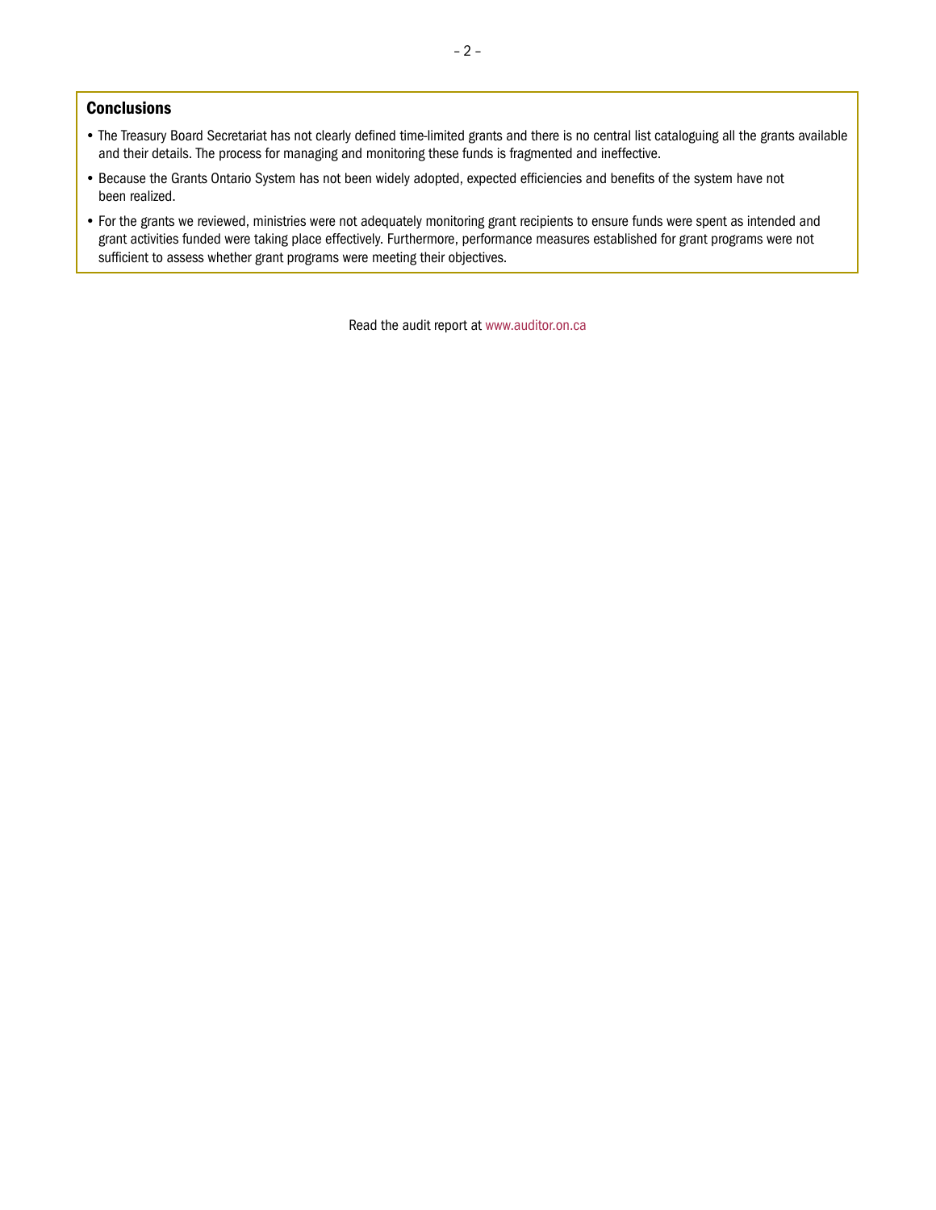## Conclusions

- The Treasury Board Secretariat has not clearly defined time-limited grants and there is no central list cataloguing all the grants available and their details. The process for managing and monitoring these funds is fragmented and ineffective.
- Because the Grants Ontario System has not been widely adopted, expected efficiencies and benefits of the system have not been realized.
- For the grants we reviewed, ministries were not adequately monitoring grant recipients to ensure funds were spent as intended and grant activities funded were taking place effectively. Furthermore, performance measures established for grant programs were not sufficient to assess whether grant programs were meeting their objectives.

Read the audit report at www.auditor.on.ca